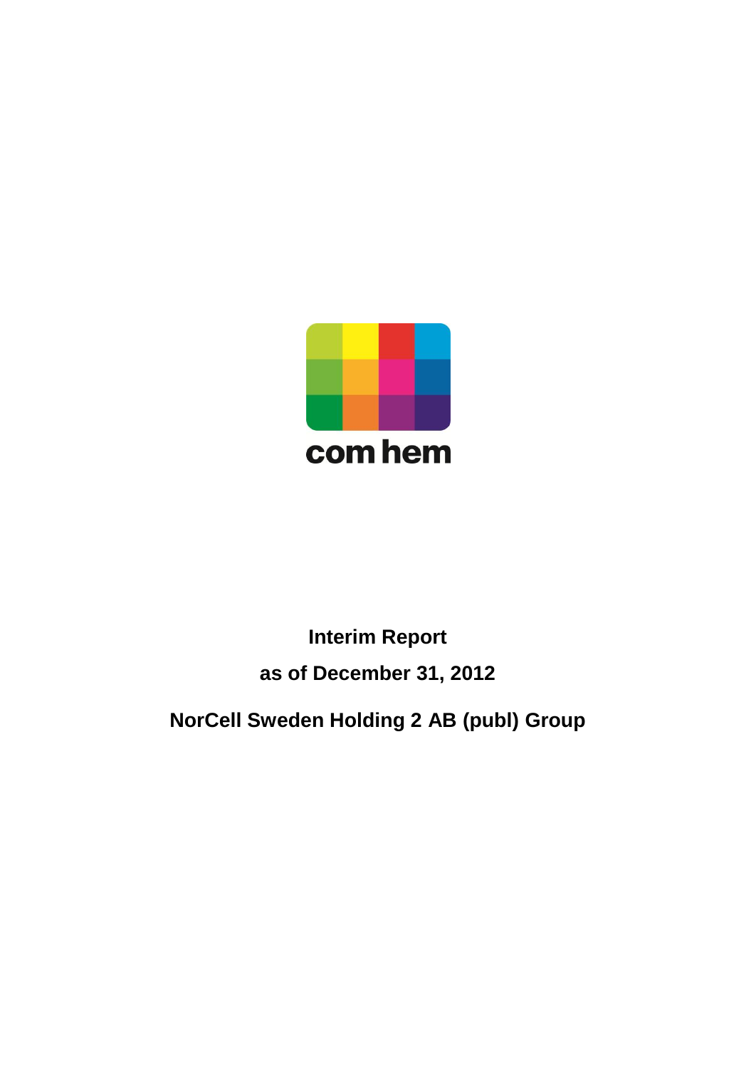com hem

# Interim Report

## as of December 31, 2012

## NorCell Sweden Holding 2 AB (publ) Group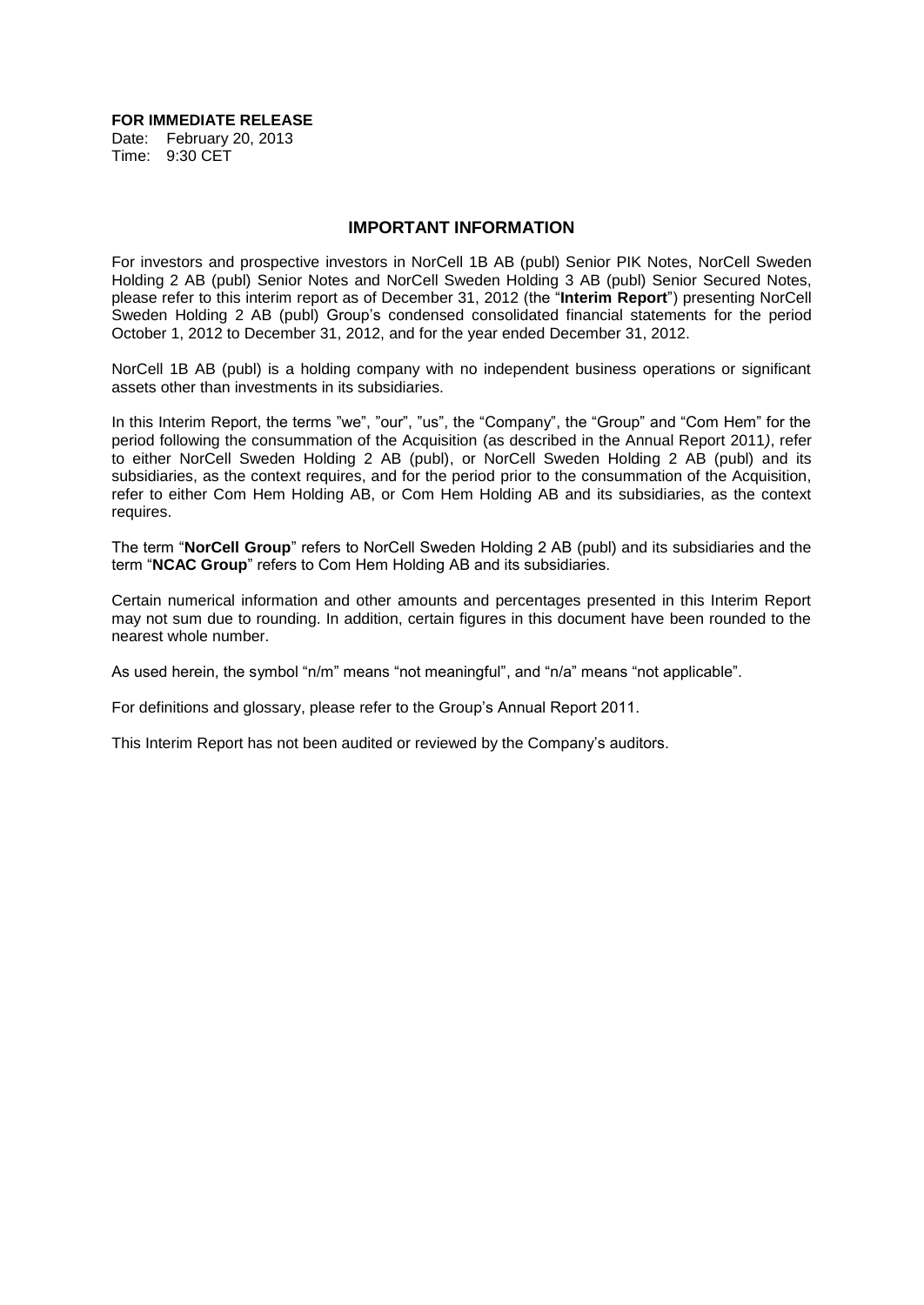**FOR IMMEDIATE RELEASE**

Date: February 20, 2013
Time: 9:30 CET

## IMPORTANT INFORMATION

For investors and prospective investors in NorCell 1B AB (publ) Senior PIK Notes, NorCell Sweden Holding 2 AB (publ) Senior Notes and NorCell Sweden Holding 3 AB (publ) Senior Secured Notes, please refer to this interim report as of December 31, 2012 (the "**Interim Report**") presenting NorCell Sweden Holding 2 AB (publ) Group's condensed consolidated financial statements for the period October 1, 2012 to December 31, 2012, and for the year ended December 31, 2012.

NorCell 1B AB (publ) is a holding company with no independent business operations or significant assets other than investments in its subsidiaries.

In this Interim Report, the terms "we", "our", "us", the "Company", the "Group" and "Com Hem" for the period following the consummation of the Acquisition (as described in the Annual Report 2011*)*, refer to either NorCell Sweden Holding 2 AB (publ), or NorCell Sweden Holding 2 AB (publ) and its subsidiaries, as the context requires, and for the period prior to the consummation of the Acquisition, refer to either Com Hem Holding AB, or Com Hem Holding AB and its subsidiaries, as the context requires.

The term "**NorCell Group**" refers to NorCell Sweden Holding 2 AB (publ) and its subsidiaries and the term "**NCAC Group**" refers to Com Hem Holding AB and its subsidiaries.

Certain numerical information and other amounts and percentages presented in this Interim Report may not sum due to rounding. In addition, certain figures in this document have been rounded to the nearest whole number.

As used herein, the symbol "n/m" means "not meaningful", and "n/a" means "not applicable".

For definitions and glossary, please refer to the Group's Annual Report 2011.

This Interim Report has not been audited or reviewed by the Company's auditors.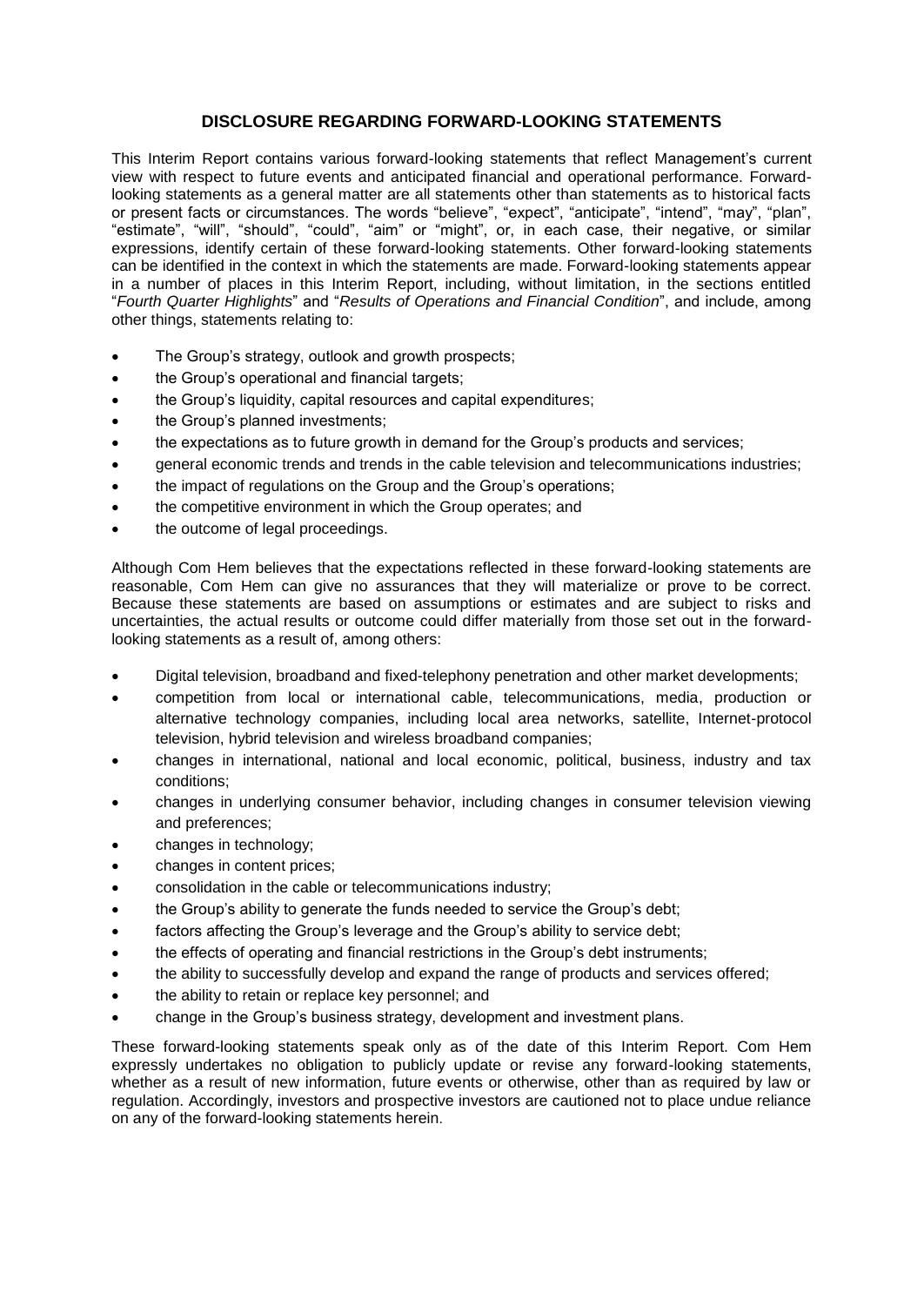## DISCLOSURE REGARDING FORWARD-LOOKING STATEMENTS

This Interim Report contains various forward-looking statements that reflect Management's current view with respect to future events and anticipated financial and operational performance. Forward-looking statements as a general matter are all statements other than statements as to historical facts or present facts or circumstances. The words "believe", "expect", "anticipate", "intend", "may", "plan", "estimate", "will", "should", "could", "aim" or "might", or, in each case, their negative, or similar expressions, identify certain of these forward-looking statements. Other forward-looking statements can be identified in the context in which the statements are made. Forward-looking statements appear in a number of places in this Interim Report, including, without limitation, in the sections entitled "*Fourth Quarter Highlights*" and "*Results of Operations and Financial Condition*", and include, among other things, statements relating to:

- The Group's strategy, outlook and growth prospects;
- the Group's operational and financial targets;
- the Group's liquidity, capital resources and capital expenditures;
- the Group's planned investments;
- the expectations as to future growth in demand for the Group's products and services;
- general economic trends and trends in the cable television and telecommunications industries;
- the impact of regulations on the Group and the Group's operations;
- the competitive environment in which the Group operates; and
- the outcome of legal proceedings.

Although Com Hem believes that the expectations reflected in these forward-looking statements are reasonable, Com Hem can give no assurances that they will materialize or prove to be correct. Because these statements are based on assumptions or estimates and are subject to risks and uncertainties, the actual results or outcome could differ materially from those set out in the forward-looking statements as a result of, among others:

- Digital television, broadband and fixed-telephony penetration and other market developments;
- competition from local or international cable, telecommunications, media, production or alternative technology companies, including local area networks, satellite, Internet-protocol television, hybrid television and wireless broadband companies;
- changes in international, national and local economic, political, business, industry and tax conditions;
- changes in underlying consumer behavior, including changes in consumer television viewing and preferences;
- changes in technology;
- changes in content prices;
- consolidation in the cable or telecommunications industry;
- the Group's ability to generate the funds needed to service the Group's debt;
- factors affecting the Group's leverage and the Group's ability to service debt;
- the effects of operating and financial restrictions in the Group's debt instruments;
- the ability to successfully develop and expand the range of products and services offered;
- the ability to retain or replace key personnel; and
- change in the Group's business strategy, development and investment plans.

These forward-looking statements speak only as of the date of this Interim Report. Com Hem expressly undertakes no obligation to publicly update or revise any forward-looking statements, whether as a result of new information, future events or otherwise, other than as required by law or regulation. Accordingly, investors and prospective investors are cautioned not to place undue reliance on any of the forward-looking statements herein.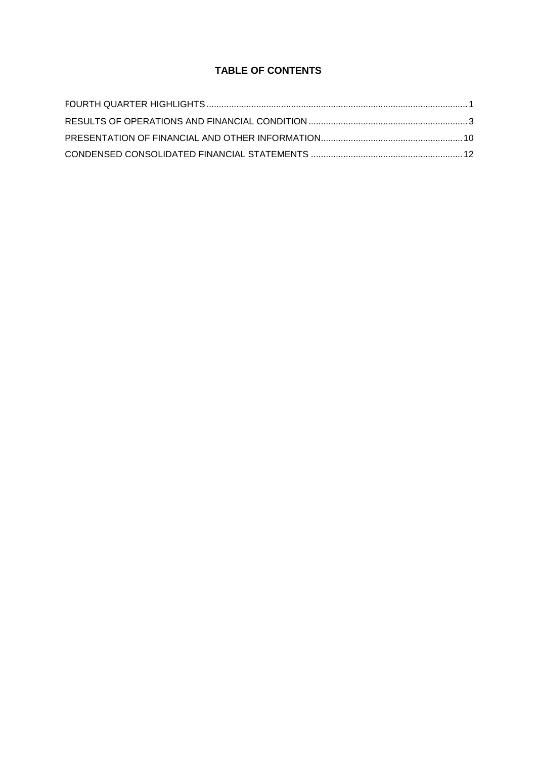# TABLE OF CONTENTS

| | |
|---|---|
| FOURTH QUARTER HIGHLIGHTS | 1 |
| RESULTS OF OPERATIONS AND FINANCIAL CONDITION | 3 |
| PRESENTATION OF FINANCIAL AND OTHER INFORMATION | 10 |
| CONDENSED CONSOLIDATED FINANCIAL STATEMENTS | 12 |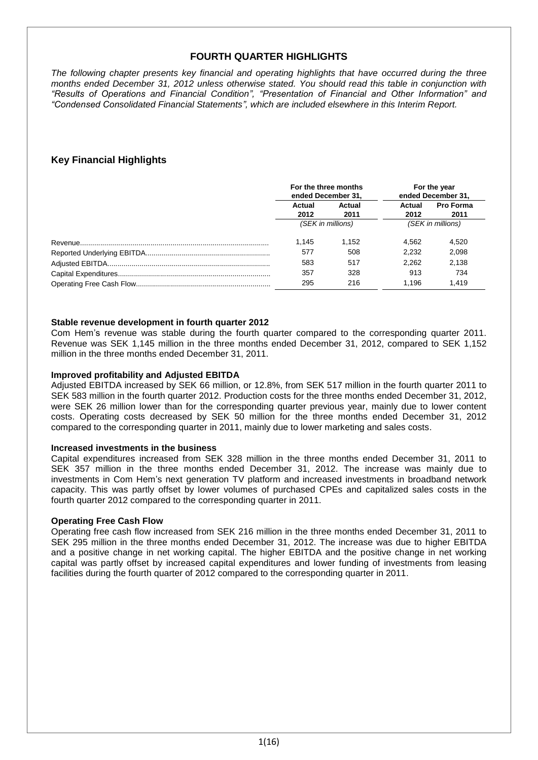## FOURTH QUARTER HIGHLIGHTS

*The following chapter presents key financial and operating highlights that have occurred during the three months ended December 31, 2012 unless otherwise stated. You should read this table in conjunction with “Results of Operations and Financial Condition”, “Presentation of Financial and Other Information” and “Condensed Consolidated Financial Statements”, which are included elsewhere in this Interim Report.*

### Key Financial Highlights

| | For the three months ended December 31, | | For the year ended December 31, | |
|---|---|---|---|---|
| | **Actual 2012** | **Actual 2011** | **Actual 2012** | **Pro Forma 2011** |
| | *(SEK in millions)* | | *(SEK in millions)* | |
| Revenue | 1,145 | 1,152 | 4,562 | 4,520 |
| Reported Underlying EBITDA | 577 | 508 | 2,232 | 2,098 |
| Adjusted EBITDA | 583 | 517 | 2,262 | 2,138 |
| Capital Expenditures | 357 | 328 | 913 | 734 |
| Operating Free Cash Flow | 295 | 216 | 1,196 | 1,419 |

**Stable revenue development in fourth quarter 2012**

Com Hem’s revenue was stable during the fourth quarter compared to the corresponding quarter 2011. Revenue was SEK 1,145 million in the three months ended December 31, 2012, compared to SEK 1,152 million in the three months ended December 31, 2011.

**Improved profitability and Adjusted EBITDA**

Adjusted EBITDA increased by SEK 66 million, or 12.8%, from SEK 517 million in the fourth quarter 2011 to SEK 583 million in the fourth quarter 2012. Production costs for the three months ended December 31, 2012, were SEK 26 million lower than for the corresponding quarter previous year, mainly due to lower content costs. Operating costs decreased by SEK 50 million for the three months ended December 31, 2012 compared to the corresponding quarter in 2011, mainly due to lower marketing and sales costs.

**Increased investments in the business**

Capital expenditures increased from SEK 328 million in the three months ended December 31, 2011 to SEK 357 million in the three months ended December 31, 2012. The increase was mainly due to investments in Com Hem’s next generation TV platform and increased investments in broadband network capacity. This was partly offset by lower volumes of purchased CPEs and capitalized sales costs in the fourth quarter 2012 compared to the corresponding quarter in 2011.

**Operating Free Cash Flow**

Operating free cash flow increased from SEK 216 million in the three months ended December 31, 2011 to SEK 295 million in the three months ended December 31, 2012. The increase was due to higher EBITDA and a positive change in net working capital. The higher EBITDA and the positive change in net working capital was partly offset by increased capital expenditures and lower funding of investments from leasing facilities during the fourth quarter of 2012 compared to the corresponding quarter in 2011.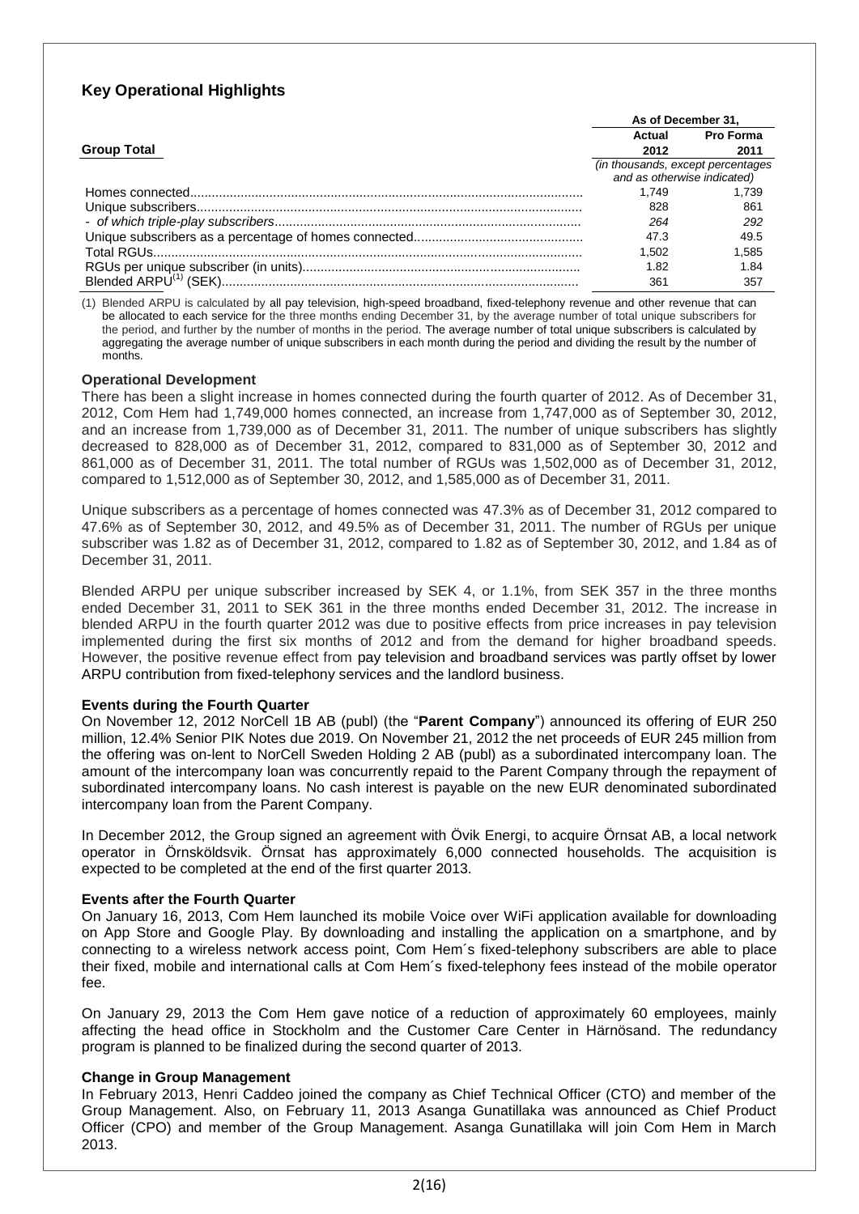## Key Operational Highlights

| Group Total | As of December 31, | |
|---|---|---|
| | Actual 2012 | Pro Forma 2011 |
| | *(in thousands, except percentages and as otherwise indicated)* | |
| Homes connected | 1,749 | 1,739 |
| Unique subscribers | 828 | 861 |
| *- of which triple-play subscribers* | *264* | *292* |
| Unique subscribers as a percentage of homes connected | 47.3 | 49.5 |
| Total RGUs | 1,502 | 1,585 |
| RGUs per unique subscriber (in units) | 1.82 | 1.84 |
| Blended ARPU[1] (SEK) | 361 | 357 |

(1) Blended ARPU is calculated by all pay television, high-speed broadband, fixed-telephony revenue and other revenue that can be allocated to each service for the three months ending December 31, by the average number of total unique subscribers for the period, and further by the number of months in the period. The average number of total unique subscribers is calculated by aggregating the average number of unique subscribers in each month during the period and dividing the result by the number of months.

**Operational Development**

There has been a slight increase in homes connected during the fourth quarter of 2012. As of December 31, 2012, Com Hem had 1,749,000 homes connected, an increase from 1,747,000 as of September 30, 2012, and an increase from 1,739,000 as of December 31, 2011. The number of unique subscribers has slightly decreased to 828,000 as of December 31, 2012, compared to 831,000 as of September 30, 2012 and 861,000 as of December 31, 2011. The total number of RGUs was 1,502,000 as of December 31, 2012, compared to 1,512,000 as of September 30, 2012, and 1,585,000 as of December 31, 2011.

Unique subscribers as a percentage of homes connected was 47.3% as of December 31, 2012 compared to 47.6% as of September 30, 2012, and 49.5% as of December 31, 2011. The number of RGUs per unique subscriber was 1.82 as of December 31, 2012, compared to 1.82 as of September 30, 2012, and 1.84 as of December 31, 2011.

Blended ARPU per unique subscriber increased by SEK 4, or 1.1%, from SEK 357 in the three months ended December 31, 2011 to SEK 361 in the three months ended December 31, 2012. The increase in blended ARPU in the fourth quarter 2012 was due to positive effects from price increases in pay television implemented during the first six months of 2012 and from the demand for higher broadband speeds. However, the positive revenue effect from pay television and broadband services was partly offset by lower ARPU contribution from fixed-telephony services and the landlord business.

**Events during the Fourth Quarter**

On November 12, 2012 NorCell 1B AB (publ) (the "**Parent Company**") announced its offering of EUR 250 million, 12.4% Senior PIK Notes due 2019. On November 21, 2012 the net proceeds of EUR 245 million from the offering was on-lent to NorCell Sweden Holding 2 AB (publ) as a subordinated intercompany loan. The amount of the intercompany loan was concurrently repaid to the Parent Company through the repayment of subordinated intercompany loans. No cash interest is payable on the new EUR denominated subordinated intercompany loan from the Parent Company.

In December 2012, the Group signed an agreement with Övik Energi, to acquire Örnsat AB, a local network operator in Örnsköldsvik. Örnsat has approximately 6,000 connected households. The acquisition is expected to be completed at the end of the first quarter 2013.

**Events after the Fourth Quarter**

On January 16, 2013, Com Hem launched its mobile Voice over WiFi application available for downloading on App Store and Google Play. By downloading and installing the application on a smartphone, and by connecting to a wireless network access point, Com Hem´s fixed-telephony subscribers are able to place their fixed, mobile and international calls at Com Hem´s fixed-telephony fees instead of the mobile operator fee.

On January 29, 2013 the Com Hem gave notice of a reduction of approximately 60 employees, mainly affecting the head office in Stockholm and the Customer Care Center in Härnösand. The redundancy program is planned to be finalized during the second quarter of 2013.

**Change in Group Management**

In February 2013, Henri Caddeo joined the company as Chief Technical Officer (CTO) and member of the Group Management. Also, on February 11, 2013 Asanga Gunatillaka was announced as Chief Product Officer (CPO) and member of the Group Management. Asanga Gunatillaka will join Com Hem in March 2013.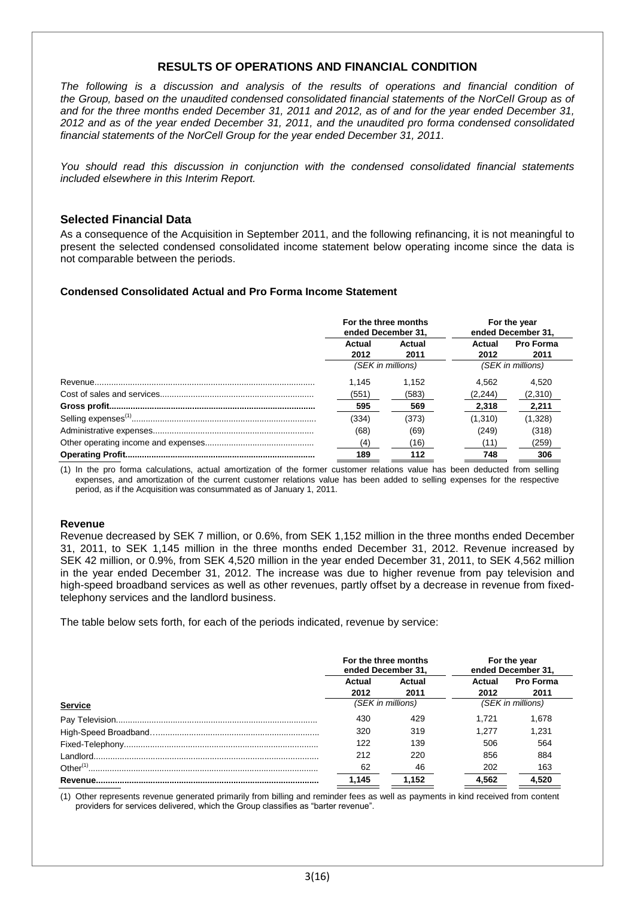## RESULTS OF OPERATIONS AND FINANCIAL CONDITION

*The following is a discussion and analysis of the results of operations and financial condition of the Group, based on the unaudited condensed consolidated financial statements of the NorCell Group as of and for the three months ended December 31, 2011 and 2012, as of and for the year ended December 31, 2012 and as of the year ended December 31, 2011, and the unaudited pro forma condensed consolidated financial statements of the NorCell Group for the year ended December 31, 2011.*

*You should read this discussion in conjunction with the condensed consolidated financial statements included elsewhere in this Interim Report.*

### Selected Financial Data

As a consequence of the Acquisition in September 2011, and the following refinancing, it is not meaningful to present the selected condensed consolidated income statement below operating income since the data is not comparable between the periods.

#### Condensed Consolidated Actual and Pro Forma Income Statement

| | For the three months ended December 31, | | For the year ended December 31, | |
|---|---|---|---|---|
| | Actual 2012 | Actual 2011 | Actual 2012 | Pro Forma 2011 |
| | (SEK in millions) | | (SEK in millions) | |
| Revenue | 1,145 | 1,152 | 4,562 | 4,520 |
| Cost of sales and services | (551) | (583) | (2,244) | (2,310) |
| **Gross profit** | **595** | **569** | **2,318** | **2,211** |
| Selling expenses[1] | (334) | (373) | (1,310) | (1,328) |
| Administrative expenses | (68) | (69) | (249) | (318) |
| Other operating income and expenses | (4) | (16) | (11) | (259) |
| **Operating Profit** | **189** | **112** | **748** | **306** |

(1) In the pro forma calculations, actual amortization of the former customer relations value has been deducted from selling expenses, and amortization of the current customer relations value has been added to selling expenses for the respective period, as if the Acquisition was consummated as of January 1, 2011.

#### Revenue

Revenue decreased by SEK 7 million, or 0.6%, from SEK 1,152 million in the three months ended December 31, 2011, to SEK 1,145 million in the three months ended December 31, 2012. Revenue increased by SEK 42 million, or 0.9%, from SEK 4,520 million in the year ended December 31, 2011, to SEK 4,562 million in the year ended December 31, 2012. The increase was due to higher revenue from pay television and high-speed broadband services as well as other revenues, partly offset by a decrease in revenue from fixed-telephony services and the landlord business.

The table below sets forth, for each of the periods indicated, revenue by service:

| | For the three months ended December 31, | | For the year ended December 31, | |
|---|---|---|---|---|
| | Actual 2012 | Actual 2011 | Actual 2012 | Pro Forma 2011 |
| **Service** | (SEK in millions) | | (SEK in millions) | |
| Pay Television | 430 | 429 | 1,721 | 1,678 |
| High-Speed Broadband | 320 | 319 | 1,277 | 1,231 |
| Fixed-Telephony | 122 | 139 | 506 | 564 |
| Landlord | 212 | 220 | 856 | 884 |
| Other[1] | 62 | 46 | 202 | 163 |
| **Revenue** | **1,145** | **1,152** | **4,562** | **4,520** |

(1) Other represents revenue generated primarily from billing and reminder fees as well as payments in kind received from content providers for services delivered, which the Group classifies as "barter revenue".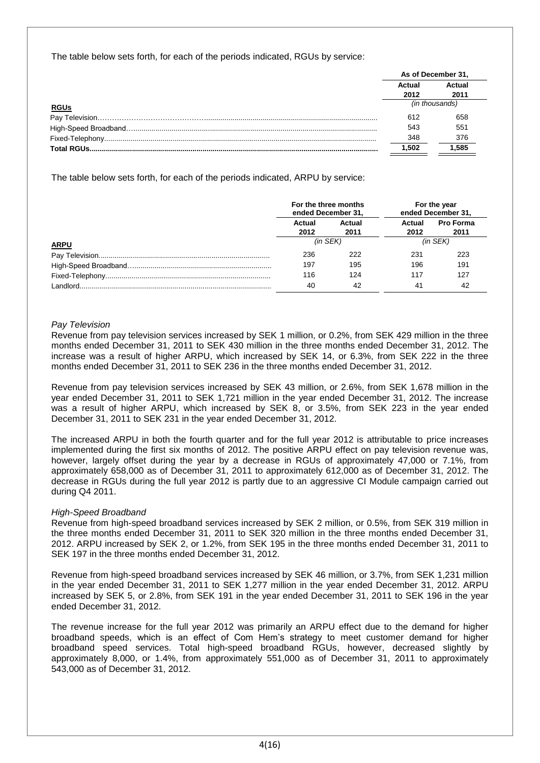The table below sets forth, for each of the periods indicated, RGUs by service:

| | As of December 31, | |
|---|---|---|
| | Actual 2012 | Actual 2011 |
| **RGUs** | (in thousands) | |
| Pay Television | 612 | 658 |
| High-Speed Broadband | 543 | 551 |
| Fixed-Telephony | 348 | 376 |
| **Total RGUs** | **1,502** | **1,585** |

The table below sets forth, for each of the periods indicated, ARPU by service:

| | For the three months ended December 31, | | For the year ended December 31, | |
|---|---|---|---|---|
| | Actual 2012 | Actual 2011 | Actual 2012 | Pro Forma 2011 |
| **ARPU** | (in SEK) | | (in SEK) | |
| Pay Television | 236 | 222 | 231 | 223 |
| High-Speed Broadband | 197 | 195 | 196 | 191 |
| Fixed-Telephony | 116 | 124 | 117 | 127 |
| Landlord | 40 | 42 | 41 | 42 |

*Pay Television*

Revenue from pay television services increased by SEK 1 million, or 0.2%, from SEK 429 million in the three months ended December 31, 2011 to SEK 430 million in the three months ended December 31, 2012. The increase was a result of higher ARPU, which increased by SEK 14, or 6.3%, from SEK 222 in the three months ended December 31, 2011 to SEK 236 in the three months ended December 31, 2012.

Revenue from pay television services increased by SEK 43 million, or 2.6%, from SEK 1,678 million in the year ended December 31, 2011 to SEK 1,721 million in the year ended December 31, 2012. The increase was a result of higher ARPU, which increased by SEK 8, or 3.5%, from SEK 223 in the year ended December 31, 2011 to SEK 231 in the year ended December 31, 2012.

The increased ARPU in both the fourth quarter and for the full year 2012 is attributable to price increases implemented during the first six months of 2012. The positive ARPU effect on pay television revenue was, however, largely offset during the year by a decrease in RGUs of approximately 47,000 or 7.1%, from approximately 658,000 as of December 31, 2011 to approximately 612,000 as of December 31, 2012. The decrease in RGUs during the full year 2012 is partly due to an aggressive CI Module campaign carried out during Q4 2011.

*High-Speed Broadband*

Revenue from high-speed broadband services increased by SEK 2 million, or 0.5%, from SEK 319 million in the three months ended December 31, 2011 to SEK 320 million in the three months ended December 31, 2012. ARPU increased by SEK 2, or 1.2%, from SEK 195 in the three months ended December 31, 2011 to SEK 197 in the three months ended December 31, 2012.

Revenue from high-speed broadband services increased by SEK 46 million, or 3.7%, from SEK 1,231 million in the year ended December 31, 2011 to SEK 1,277 million in the year ended December 31, 2012. ARPU increased by SEK 5, or 2.8%, from SEK 191 in the year ended December 31, 2011 to SEK 196 in the year ended December 31, 2012.

The revenue increase for the full year 2012 was primarily an ARPU effect due to the demand for higher broadband speeds, which is an effect of Com Hem's strategy to meet customer demand for higher broadband speed services. Total high-speed broadband RGUs, however, decreased slightly by approximately 8,000, or 1.4%, from approximately 551,000 as of December 31, 2011 to approximately 543,000 as of December 31, 2012.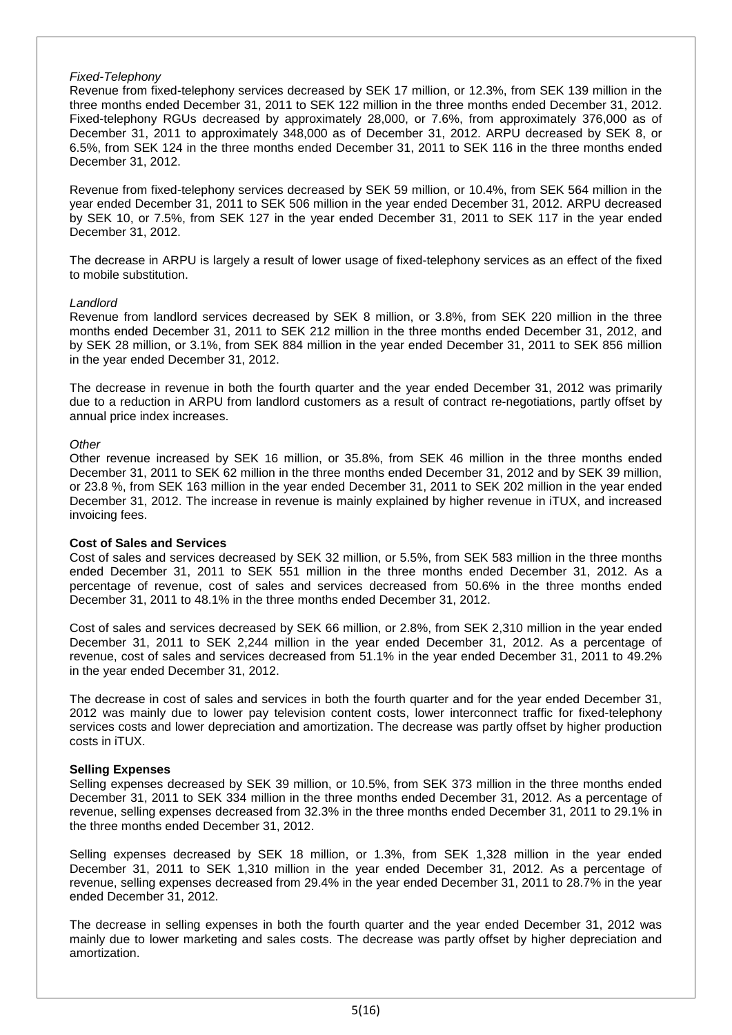*Fixed-Telephony*

Revenue from fixed-telephony services decreased by SEK 17 million, or 12.3%, from SEK 139 million in the three months ended December 31, 2011 to SEK 122 million in the three months ended December 31, 2012. Fixed-telephony RGUs decreased by approximately 28,000, or 7.6%, from approximately 376,000 as of December 31, 2011 to approximately 348,000 as of December 31, 2012. ARPU decreased by SEK 8, or 6.5%, from SEK 124 in the three months ended December 31, 2011 to SEK 116 in the three months ended December 31, 2012.

Revenue from fixed-telephony services decreased by SEK 59 million, or 10.4%, from SEK 564 million in the year ended December 31, 2011 to SEK 506 million in the year ended December 31, 2012. ARPU decreased by SEK 10, or 7.5%, from SEK 127 in the year ended December 31, 2011 to SEK 117 in the year ended December 31, 2012.

The decrease in ARPU is largely a result of lower usage of fixed-telephony services as an effect of the fixed to mobile substitution.

*Landlord*

Revenue from landlord services decreased by SEK 8 million, or 3.8%, from SEK 220 million in the three months ended December 31, 2011 to SEK 212 million in the three months ended December 31, 2012, and by SEK 28 million, or 3.1%, from SEK 884 million in the year ended December 31, 2011 to SEK 856 million in the year ended December 31, 2012.

The decrease in revenue in both the fourth quarter and the year ended December 31, 2012 was primarily due to a reduction in ARPU from landlord customers as a result of contract re-negotiations, partly offset by annual price index increases.

*Other*

Other revenue increased by SEK 16 million, or 35.8%, from SEK 46 million in the three months ended December 31, 2011 to SEK 62 million in the three months ended December 31, 2012 and by SEK 39 million, or 23.8 %, from SEK 163 million in the year ended December 31, 2011 to SEK 202 million in the year ended December 31, 2012. The increase in revenue is mainly explained by higher revenue in iTUX, and increased invoicing fees.

**Cost of Sales and Services**

Cost of sales and services decreased by SEK 32 million, or 5.5%, from SEK 583 million in the three months ended December 31, 2011 to SEK 551 million in the three months ended December 31, 2012. As a percentage of revenue, cost of sales and services decreased from 50.6% in the three months ended December 31, 2011 to 48.1% in the three months ended December 31, 2012.

Cost of sales and services decreased by SEK 66 million, or 2.8%, from SEK 2,310 million in the year ended December 31, 2011 to SEK 2,244 million in the year ended December 31, 2012. As a percentage of revenue, cost of sales and services decreased from 51.1% in the year ended December 31, 2011 to 49.2% in the year ended December 31, 2012.

The decrease in cost of sales and services in both the fourth quarter and for the year ended December 31, 2012 was mainly due to lower pay television content costs, lower interconnect traffic for fixed-telephony services costs and lower depreciation and amortization. The decrease was partly offset by higher production costs in iTUX.

**Selling Expenses**

Selling expenses decreased by SEK 39 million, or 10.5%, from SEK 373 million in the three months ended December 31, 2011 to SEK 334 million in the three months ended December 31, 2012. As a percentage of revenue, selling expenses decreased from 32.3% in the three months ended December 31, 2011 to 29.1% in the three months ended December 31, 2012.

Selling expenses decreased by SEK 18 million, or 1.3%, from SEK 1,328 million in the year ended December 31, 2011 to SEK 1,310 million in the year ended December 31, 2012. As a percentage of revenue, selling expenses decreased from 29.4% in the year ended December 31, 2011 to 28.7% in the year ended December 31, 2012.

The decrease in selling expenses in both the fourth quarter and the year ended December 31, 2012 was mainly due to lower marketing and sales costs. The decrease was partly offset by higher depreciation and amortization.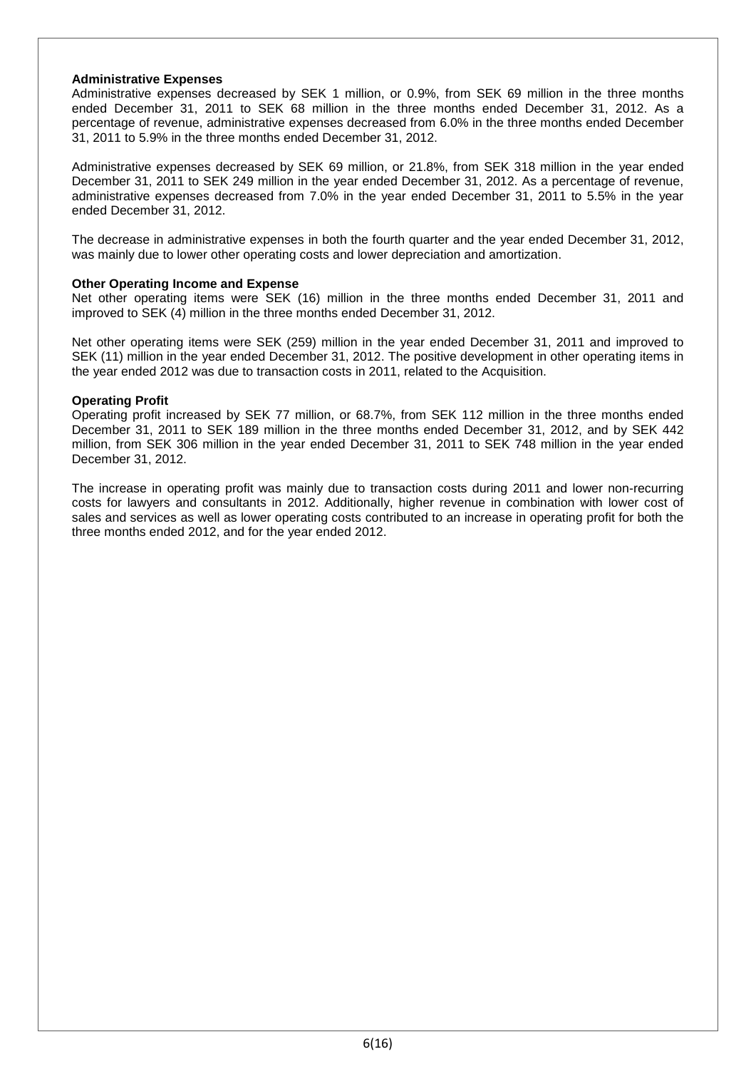**Administrative Expenses**

Administrative expenses decreased by SEK 1 million, or 0.9%, from SEK 69 million in the three months ended December 31, 2011 to SEK 68 million in the three months ended December 31, 2012. As a percentage of revenue, administrative expenses decreased from 6.0% in the three months ended December 31, 2011 to 5.9% in the three months ended December 31, 2012.

Administrative expenses decreased by SEK 69 million, or 21.8%, from SEK 318 million in the year ended December 31, 2011 to SEK 249 million in the year ended December 31, 2012. As a percentage of revenue, administrative expenses decreased from 7.0% in the year ended December 31, 2011 to 5.5% in the year ended December 31, 2012.

The decrease in administrative expenses in both the fourth quarter and the year ended December 31, 2012, was mainly due to lower other operating costs and lower depreciation and amortization.

**Other Operating Income and Expense**

Net other operating items were SEK (16) million in the three months ended December 31, 2011 and improved to SEK (4) million in the three months ended December 31, 2012.

Net other operating items were SEK (259) million in the year ended December 31, 2011 and improved to SEK (11) million in the year ended December 31, 2012. The positive development in other operating items in the year ended 2012 was due to transaction costs in 2011, related to the Acquisition.

**Operating Profit**

Operating profit increased by SEK 77 million, or 68.7%, from SEK 112 million in the three months ended December 31, 2011 to SEK 189 million in the three months ended December 31, 2012, and by SEK 442 million, from SEK 306 million in the year ended December 31, 2011 to SEK 748 million in the year ended December 31, 2012.

The increase in operating profit was mainly due to transaction costs during 2011 and lower non-recurring costs for lawyers and consultants in 2012. Additionally, higher revenue in combination with lower cost of sales and services as well as lower operating costs contributed to an increase in operating profit for both the three months ended 2012, and for the year ended 2012.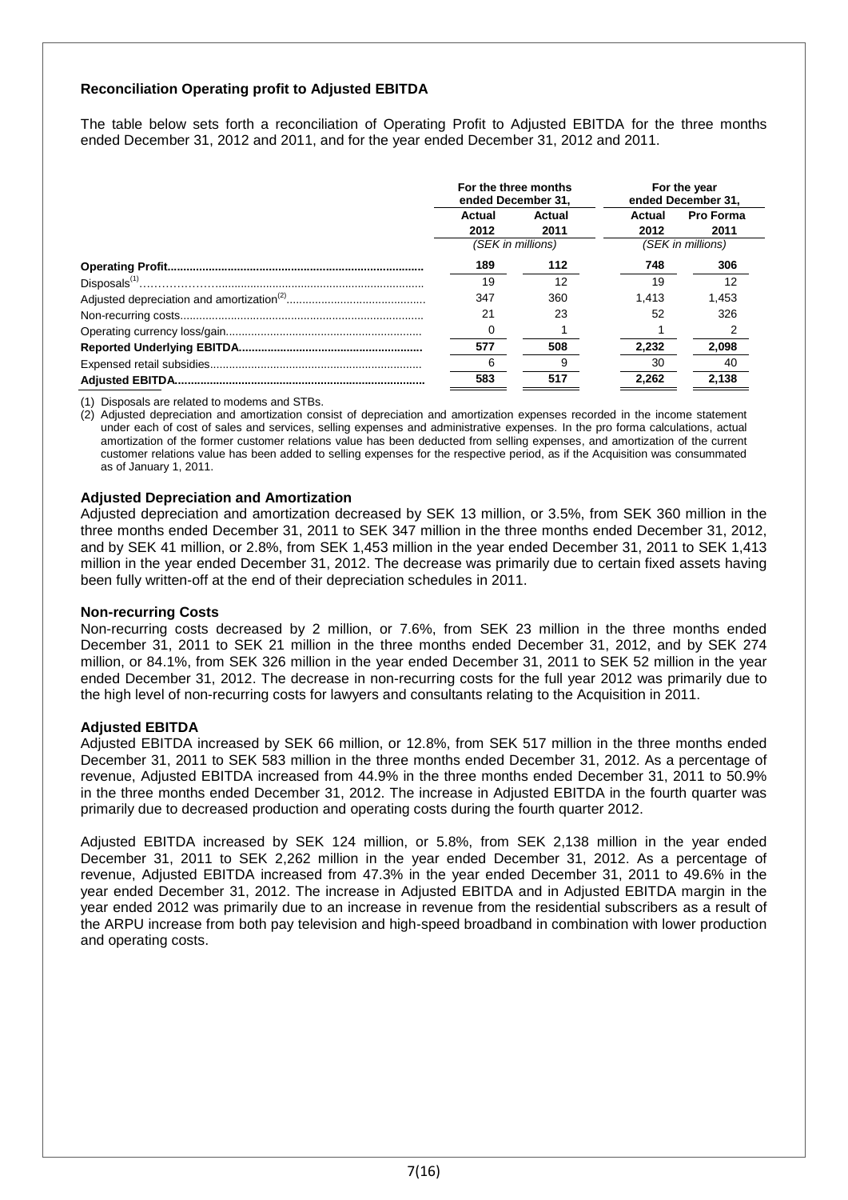### Reconciliation Operating profit to Adjusted EBITDA

The table below sets forth a reconciliation of Operating Profit to Adjusted EBITDA for the three months ended December 31, 2012 and 2011, and for the year ended December 31, 2012 and 2011.

| | For the three months ended December 31, | | For the year ended December 31, | |
|---|---|---|---|---|
| | Actual 2012 | Actual 2011 | Actual 2012 | Pro Forma 2011 |
| | (SEK in millions) | | (SEK in millions) | |
| **Operating Profit** | **189** | **112** | **748** | **306** |
| Disposals[1] | 19 | 12 | 19 | 12 |
| Adjusted depreciation and amortization[2] | 347 | 360 | 1,413 | 1,453 |
| Non-recurring costs | 21 | 23 | 52 | 326 |
| Operating currency loss/gain | 0 | 1 | 1 | 2 |
| **Reported Underlying EBITDA** | **577** | **508** | **2,232** | **2,098** |
| Expensed retail subsidies | 6 | 9 | 30 | 40 |
| **Adjusted EBITDA** | **583** | **517** | **2,262** | **2,138** |

(1) Disposals are related to modems and STBs.

(2) Adjusted depreciation and amortization consist of depreciation and amortization expenses recorded in the income statement under each of cost of sales and services, selling expenses and administrative expenses. In the pro forma calculations, actual amortization of the former customer relations value has been deducted from selling expenses, and amortization of the current customer relations value has been added to selling expenses for the respective period, as if the Acquisition was consummated as of January 1, 2011.

### Adjusted Depreciation and Amortization

Adjusted depreciation and amortization decreased by SEK 13 million, or 3.5%, from SEK 360 million in the three months ended December 31, 2011 to SEK 347 million in the three months ended December 31, 2012, and by SEK 41 million, or 2.8%, from SEK 1,453 million in the year ended December 31, 2011 to SEK 1,413 million in the year ended December 31, 2012. The decrease was primarily due to certain fixed assets having been fully written-off at the end of their depreciation schedules in 2011.

### Non-recurring Costs

Non-recurring costs decreased by 2 million, or 7.6%, from SEK 23 million in the three months ended December 31, 2011 to SEK 21 million in the three months ended December 31, 2012, and by SEK 274 million, or 84.1%, from SEK 326 million in the year ended December 31, 2011 to SEK 52 million in the year ended December 31, 2012. The decrease in non-recurring costs for the full year 2012 was primarily due to the high level of non-recurring costs for lawyers and consultants relating to the Acquisition in 2011.

### Adjusted EBITDA

Adjusted EBITDA increased by SEK 66 million, or 12.8%, from SEK 517 million in the three months ended December 31, 2011 to SEK 583 million in the three months ended December 31, 2012. As a percentage of revenue, Adjusted EBITDA increased from 44.9% in the three months ended December 31, 2011 to 50.9% in the three months ended December 31, 2012. The increase in Adjusted EBITDA in the fourth quarter was primarily due to decreased production and operating costs during the fourth quarter 2012.

Adjusted EBITDA increased by SEK 124 million, or 5.8%, from SEK 2,138 million in the year ended December 31, 2011 to SEK 2,262 million in the year ended December 31, 2012. As a percentage of revenue, Adjusted EBITDA increased from 47.3% in the year ended December 31, 2011 to 49.6% in the year ended December 31, 2012. The increase in Adjusted EBITDA and in Adjusted EBITDA margin in the year ended 2012 was primarily due to an increase in revenue from the residential subscribers as a result of the ARPU increase from both pay television and high-speed broadband in combination with lower production and operating costs.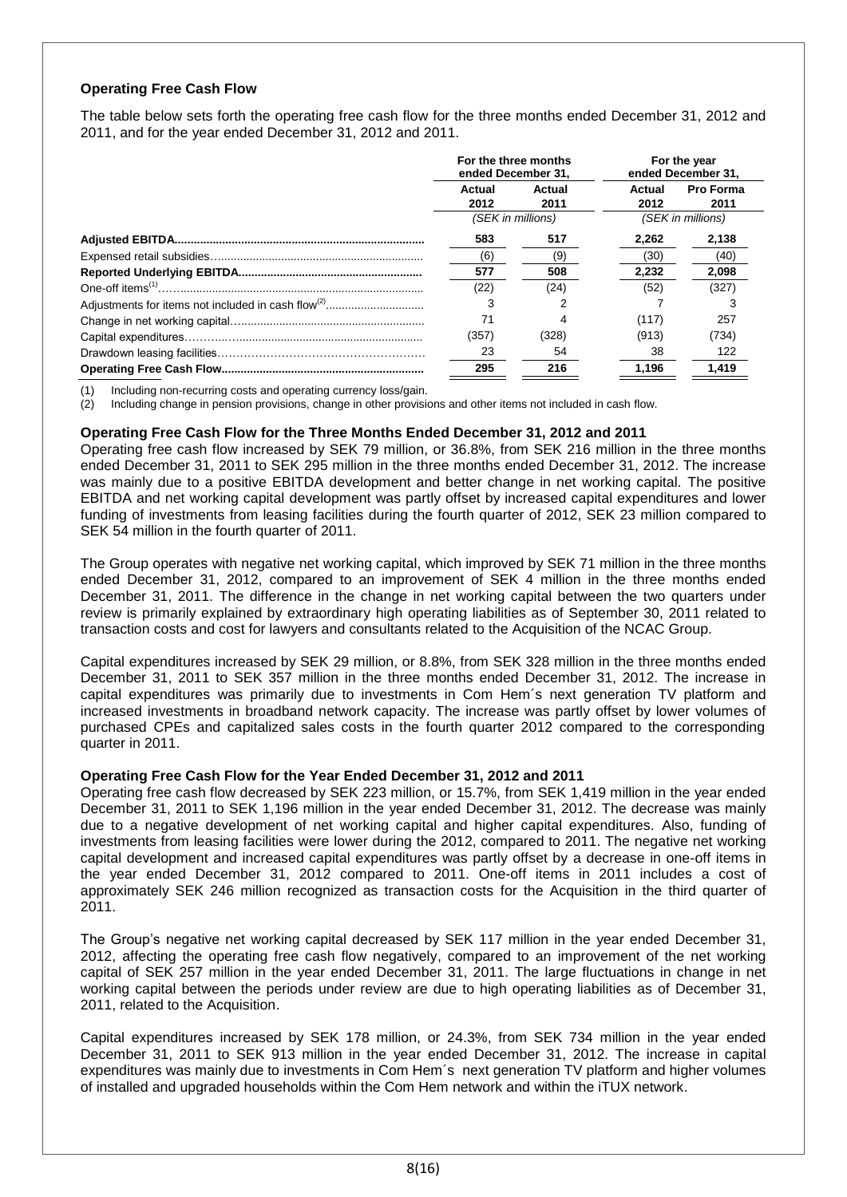### Operating Free Cash Flow

The table below sets forth the operating free cash flow for the three months ended December 31, 2012 and 2011, and for the year ended December 31, 2012 and 2011.

| | For the three months ended December 31, | | For the year ended December 31, | |
|---|---|---|---|---|
| | Actual 2012 | Actual 2011 | Actual 2012 | Pro Forma 2011 |
| | (SEK in millions) | | (SEK in millions) | |
| **Adjusted EBITDA** | **583** | **517** | **2,262** | **2,138** |
| Expensed retail subsidies | (6) | (9) | (30) | (40) |
| **Reported Underlying EBITDA** | **577** | **508** | **2,232** | **2,098** |
| One-off items[(1)] | (22) | (24) | (52) | (327) |
| Adjustments for items not included in cash flow[(2)] | 3 | 2 | 7 | 3 |
| Change in net working capital | 71 | 4 | (117) | 257 |
| Capital expenditures | (357) | (328) | (913) | (734) |
| Drawdown leasing facilities | 23 | 54 | 38 | 122 |
| **Operating Free Cash Flow** | **295** | **216** | **1,196** | **1,419** |

(1) Including non-recurring costs and operating currency loss/gain.
(2) Including change in pension provisions, change in other provisions and other items not included in cash flow.

**Operating Free Cash Flow for the Three Months Ended December 31, 2012 and 2011**

Operating free cash flow increased by SEK 79 million, or 36.8%, from SEK 216 million in the three months ended December 31, 2011 to SEK 295 million in the three months ended December 31, 2012. The increase was mainly due to a positive EBITDA development and better change in net working capital. The positive EBITDA and net working capital development was partly offset by increased capital expenditures and lower funding of investments from leasing facilities during the fourth quarter of 2012, SEK 23 million compared to SEK 54 million in the fourth quarter of 2011.

The Group operates with negative net working capital, which improved by SEK 71 million in the three months ended December 31, 2012, compared to an improvement of SEK 4 million in the three months ended December 31, 2011. The difference in the change in net working capital between the two quarters under review is primarily explained by extraordinary high operating liabilities as of September 30, 2011 related to transaction costs and cost for lawyers and consultants related to the Acquisition of the NCAC Group.

Capital expenditures increased by SEK 29 million, or 8.8%, from SEK 328 million in the three months ended December 31, 2011 to SEK 357 million in the three months ended December 31, 2012. The increase in capital expenditures was primarily due to investments in Com Hem´s next generation TV platform and increased investments in broadband network capacity. The increase was partly offset by lower volumes of purchased CPEs and capitalized sales costs in the fourth quarter 2012 compared to the corresponding quarter in 2011.

**Operating Free Cash Flow for the Year Ended December 31, 2012 and 2011**

Operating free cash flow decreased by SEK 223 million, or 15.7%, from SEK 1,419 million in the year ended December 31, 2011 to SEK 1,196 million in the year ended December 31, 2012. The decrease was mainly due to a negative development of net working capital and higher capital expenditures. Also, funding of investments from leasing facilities were lower during the 2012, compared to 2011. The negative net working capital development and increased capital expenditures was partly offset by a decrease in one-off items in the year ended December 31, 2012 compared to 2011. One-off items in 2011 includes a cost of approximately SEK 246 million recognized as transaction costs for the Acquisition in the third quarter of 2011.

The Group's negative net working capital decreased by SEK 117 million in the year ended December 31, 2012, affecting the operating free cash flow negatively, compared to an improvement of the net working capital of SEK 257 million in the year ended December 31, 2011. The large fluctuations in change in net working capital between the periods under review are due to high operating liabilities as of December 31, 2011, related to the Acquisition.

Capital expenditures increased by SEK 178 million, or 24.3%, from SEK 734 million in the year ended December 31, 2011 to SEK 913 million in the year ended December 31, 2012. The increase in capital expenditures was mainly due to investments in Com Hem´s next generation TV platform and higher volumes of installed and upgraded households within the Com Hem network and within the iTUX network.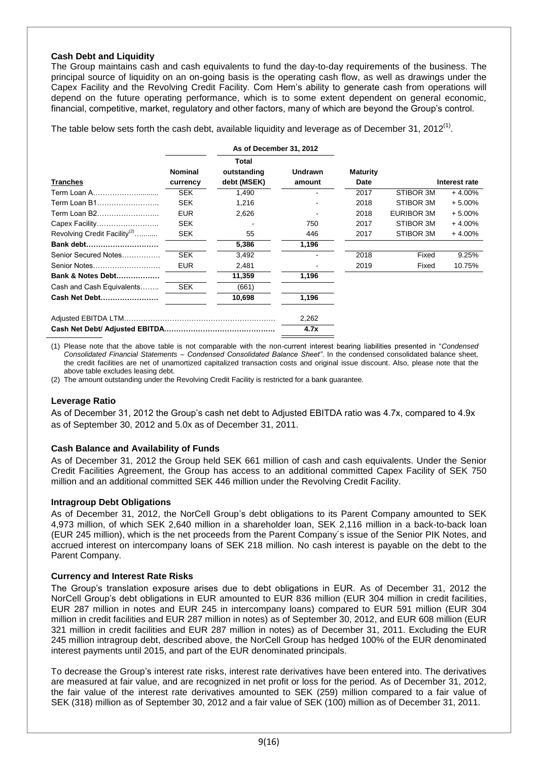### Cash Debt and Liquidity

The Group maintains cash and cash equivalents to fund the day-to-day requirements of the business. The principal source of liquidity on an on-going basis is the operating cash flow, as well as drawings under the Capex Facility and the Revolving Credit Facility. Com Hem's ability to generate cash from operations will depend on the future operating performance, which is to some extent dependent on general economic, financial, competitive, market, regulatory and other factors, many of which are beyond the Group's control.

The table below sets forth the cash debt, available liquidity and leverage as of December 31, 2012[(1)].

| | | As of December 31, 2012 | | | | |
|---|---|---|---|---|---|---|
| **Tranches** | **Nominal currency** | **Total outstanding debt (MSEK)** | **Undrawn amount** | **Maturity Date** | | **Interest rate** |
| Term Loan A…………………......... | SEK | 1,490 | - | 2017 | STIBOR 3M | + 4.00% |
| Term Loan B1…………………….. | SEK | 1,216 | - | 2018 | STIBOR 3M | + 5.00% |
| Term Loan B2…………………….. | EUR | 2,626 | - | 2018 | EURIBOR 3M | + 5.00% |
| Capex Facility…………………….. | SEK | - | 750 | 2017 | STIBOR 3M | + 4.00% |
| Revolving Credit Facility[(2)]……..... | SEK | 55 | 446 | 2017 | STIBOR 3M | + 4.00% |
| **Bank debt…………………………** | | **5,386** | **1,196** | | | |
| Senior Secured Notes……………. | SEK | 3,492 | - | 2018 | Fixed | 9.25% |
| Senior Notes………………………. | EUR | 2,481 | - | 2019 | Fixed | 10.75% |
| **Bank & Notes Debt………………** | | **11,359** | **1,196** | | | |
| Cash and Cash Equivalents…….. | SEK | (661) | | | | |
| **Cash Net Debt……………………** | | **10,698** | **1,196** | | | |
| Adjusted EBITDA LTM……………………………………………………… | | | 2,262 | | | |
| **Cash Net Debt/ Adjusted EBITDA………………………………………** | | | **4.7x** | | | |

(1) Please note that the above table is not comparable with the non-current interest bearing liabilities presented in "*Condensed Consolidated Financial Statements – Condensed Consolidated Balance Sheet"*. In the condensed consolidated balance sheet, the credit facilities are net of unamortized capitalized transaction costs and original issue discount. Also, please note that the above table excludes leasing debt.

(2) The amount outstanding under the Revolving Credit Facility is restricted for a bank guarantee.

### Leverage Ratio

As of December 31, 2012 the Group's cash net debt to Adjusted EBITDA ratio was 4.7x, compared to 4.9x as of September 30, 2012 and 5.0x as of December 31, 2011.

### Cash Balance and Availability of Funds

As of December 31, 2012 the Group held SEK 661 million of cash and cash equivalents. Under the Senior Credit Facilities Agreement, the Group has access to an additional committed Capex Facility of SEK 750 million and an additional committed SEK 446 million under the Revolving Credit Facility.

### Intragroup Debt Obligations

As of December 31, 2012, the NorCell Group's debt obligations to its Parent Company amounted to SEK 4,973 million, of which SEK 2,640 million in a shareholder loan, SEK 2,116 million in a back-to-back loan (EUR 245 million), which is the net proceeds from the Parent Company´s issue of the Senior PIK Notes, and accrued interest on intercompany loans of SEK 218 million. No cash interest is payable on the debt to the Parent Company.

### Currency and Interest Rate Risks

The Group's translation exposure arises due to debt obligations in EUR. As of December 31, 2012 the NorCell Group's debt obligations in EUR amounted to EUR 836 million (EUR 304 million in credit facilities, EUR 287 million in notes and EUR 245 in intercompany loans) compared to EUR 591 million (EUR 304 million in credit facilities and EUR 287 million in notes) as of September 30, 2012, and EUR 608 million (EUR 321 million in credit facilities and EUR 287 million in notes) as of December 31, 2011. Excluding the EUR 245 million intragroup debt, described above, the NorCell Group has hedged 100% of the EUR denominated interest payments until 2015, and part of the EUR denominated principals.

To decrease the Group's interest rate risks, interest rate derivatives have been entered into. The derivatives are measured at fair value, and are recognized in net profit or loss for the period. As of December 31, 2012, the fair value of the interest rate derivatives amounted to SEK (259) million compared to a fair value of SEK (318) million as of September 30, 2012 and a fair value of SEK (100) million as of December 31, 2011.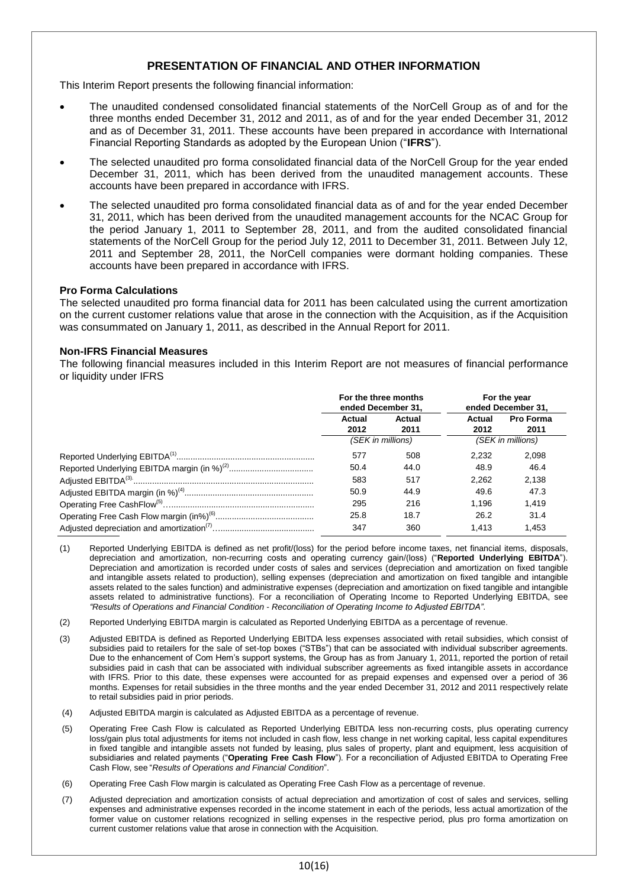## PRESENTATION OF FINANCIAL AND OTHER INFORMATION

This Interim Report presents the following financial information:

- The unaudited condensed consolidated financial statements of the NorCell Group as of and for the three months ended December 31, 2012 and 2011, as of and for the year ended December 31, 2012 and as of December 31, 2011. These accounts have been prepared in accordance with International Financial Reporting Standards as adopted by the European Union ("**IFRS**").
- The selected unaudited pro forma consolidated financial data of the NorCell Group for the year ended December 31, 2011, which has been derived from the unaudited management accounts. These accounts have been prepared in accordance with IFRS.
- The selected unaudited pro forma consolidated financial data as of and for the year ended December 31, 2011, which has been derived from the unaudited management accounts for the NCAC Group for the period January 1, 2011 to September 28, 2011, and from the audited consolidated financial statements of the NorCell Group for the period July 12, 2011 to December 31, 2011. Between July 12, 2011 and September 28, 2011, the NorCell companies were dormant holding companies. These accounts have been prepared in accordance with IFRS.

### Pro Forma Calculations

The selected unaudited pro forma financial data for 2011 has been calculated using the current amortization on the current customer relations value that arose in the connection with the Acquisition, as if the Acquisition was consummated on January 1, 2011, as described in the Annual Report for 2011.

### Non-IFRS Financial Measures

The following financial measures included in this Interim Report are not measures of financial performance or liquidity under IFRS

| | For the three months ended December 31, | | For the year ended December 31, | |
|---|---|---|---|---|
| | Actual 2012 | Actual 2011 | Actual 2012 | Pro Forma 2011 |
| | (SEK in millions) | | (SEK in millions) | |
| Reported Underlying EBITDA[(1)] | 577 | 508 | 2,232 | 2,098 |
| Reported Underlying EBITDA margin (in %)[(2)] | 50.4 | 44.0 | 48.9 | 46.4 |
| Adjusted EBITDA[(3)] | 583 | 517 | 2,262 | 2,138 |
| Adjusted EBITDA margin (in %)[(4)] | 50.9 | 44.9 | 49.6 | 47.3 |
| Operating Free CashFlow[(5)] | 295 | 216 | 1,196 | 1,419 |
| Operating Free Cash Flow margin (in%)[(6)] | 25.8 | 18.7 | 26.2 | 31.4 |
| Adjusted depreciation and amortization[(7)] | 347 | 360 | 1,413 | 1,453 |

(1) Reported Underlying EBITDA is defined as net profit/(loss) for the period before income taxes, net financial items, disposals, depreciation and amortization, non-recurring costs and operating currency gain/(loss) ("**Reported Underlying EBITDA**"). Depreciation and amortization is recorded under costs of sales and services (depreciation and amortization on fixed tangible and intangible assets related to production), selling expenses (depreciation and amortization on fixed tangible and intangible assets related to the sales function) and administrative expenses (depreciation and amortization on fixed tangible and intangible assets related to administrative functions). For a reconciliation of Operating Income to Reported Underlying EBITDA, see *"Results of Operations and Financial Condition - Reconciliation of Operating Income to Adjusted EBITDA"*.

(2) Reported Underlying EBITDA margin is calculated as Reported Underlying EBITDA as a percentage of revenue.

(3) Adjusted EBITDA is defined as Reported Underlying EBITDA less expenses associated with retail subsidies, which consist of subsidies paid to retailers for the sale of set-top boxes ("STBs") that can be associated with individual subscriber agreements. Due to the enhancement of Com Hem's support systems, the Group has as from January 1, 2011, reported the portion of retail subsidies paid in cash that can be associated with individual subscriber agreements as fixed intangible assets in accordance with IFRS. Prior to this date, these expenses were accounted for as prepaid expenses and expensed over a period of 36 months. Expenses for retail subsidies in the three months and the year ended December 31, 2012 and 2011 respectively relate to retail subsidies paid in prior periods.

(4) Adjusted EBITDA margin is calculated as Adjusted EBITDA as a percentage of revenue.

(5) Operating Free Cash Flow is calculated as Reported Underlying EBITDA less non-recurring costs, plus operating currency loss/gain plus total adjustments for items not included in cash flow, less change in net working capital, less capital expenditures in fixed tangible and intangible assets not funded by leasing, plus sales of property, plant and equipment, less acquisition of subsidiaries and related payments ("**Operating Free Cash Flow**"). For a reconciliation of Adjusted EBITDA to Operating Free Cash Flow, see "*Results of Operations and Financial Condition*".

(6) Operating Free Cash Flow margin is calculated as Operating Free Cash Flow as a percentage of revenue.

(7) Adjusted depreciation and amortization consists of actual depreciation and amortization of cost of sales and services, selling expenses and administrative expenses recorded in the income statement in each of the periods, less actual amortization of the former value on customer relations recognized in selling expenses in the respective period, plus pro forma amortization on current customer relations value that arose in connection with the Acquisition.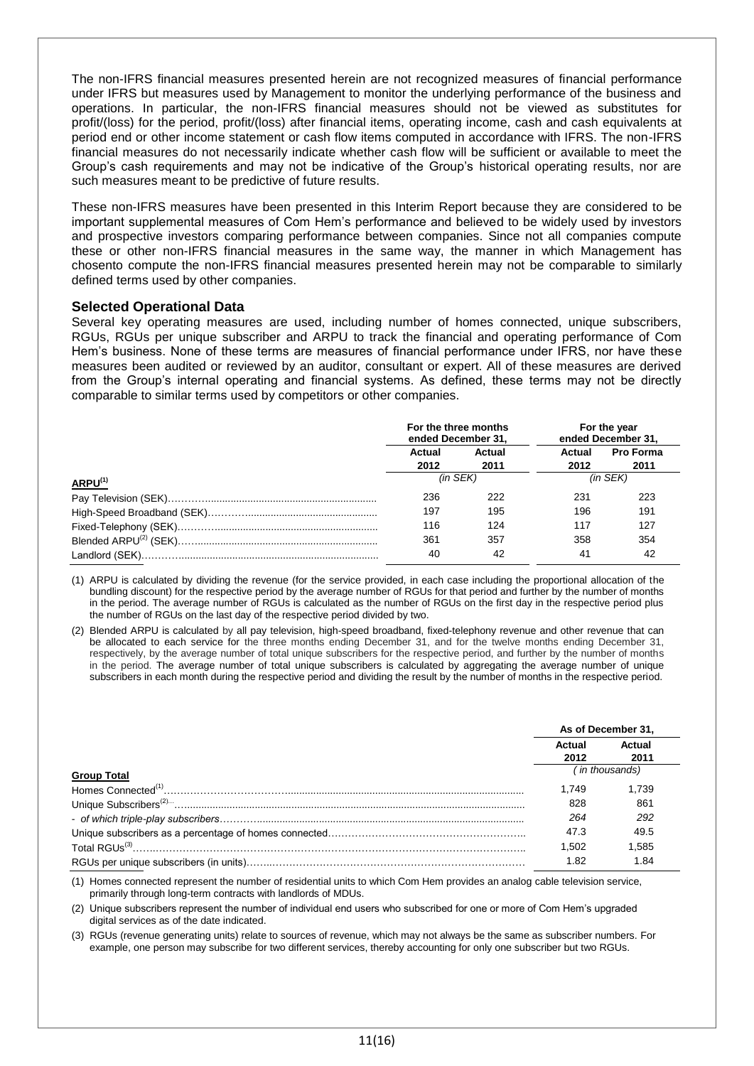The non-IFRS financial measures presented herein are not recognized measures of financial performance under IFRS but measures used by Management to monitor the underlying performance of the business and operations. In particular, the non-IFRS financial measures should not be viewed as substitutes for profit/(loss) for the period, profit/(loss) after financial items, operating income, cash and cash equivalents at period end or other income statement or cash flow items computed in accordance with IFRS. The non-IFRS financial measures do not necessarily indicate whether cash flow will be sufficient or available to meet the Group's cash requirements and may not be indicative of the Group's historical operating results, nor are such measures meant to be predictive of future results.

These non-IFRS measures have been presented in this Interim Report because they are considered to be important supplemental measures of Com Hem's performance and believed to be widely used by investors and prospective investors comparing performance between companies. Since not all companies compute these or other non-IFRS financial measures in the same way, the manner in which Management has chosento compute the non-IFRS financial measures presented herein may not be comparable to similarly defined terms used by other companies.

## Selected Operational Data

Several key operating measures are used, including number of homes connected, unique subscribers, RGUs, RGUs per unique subscriber and ARPU to track the financial and operating performance of Com Hem's business. None of these terms are measures of financial performance under IFRS, nor have these measures been audited or reviewed by an auditor, consultant or expert. All of these measures are derived from the Group's internal operating and financial systems. As defined, these terms may not be directly comparable to similar terms used by competitors or other companies.

| | For the three months ended December 31, | | For the year ended December 31, | |
|---|---|---|---|---|
| | Actual 2012 | Actual 2011 | Actual 2012 | Pro Forma 2011 |
| **ARPU**[1] | *(in SEK)* | | *(in SEK)* | |
| Pay Television (SEK) | 236 | 222 | 231 | 223 |
| High-Speed Broadband (SEK) | 197 | 195 | 196 | 191 |
| Fixed-Telephony (SEK) | 116 | 124 | 117 | 127 |
| Blended ARPU[2] (SEK) | 361 | 357 | 358 | 354 |
| Landlord (SEK) | 40 | 42 | 41 | 42 |

(1) ARPU is calculated by dividing the revenue (for the service provided, in each case including the proportional allocation of the bundling discount) for the respective period by the average number of RGUs for that period and further by the number of months in the period. The average number of RGUs is calculated as the number of RGUs on the first day in the respective period plus the number of RGUs on the last day of the respective period divided by two.

(2) Blended ARPU is calculated by all pay television, high-speed broadband, fixed-telephony revenue and other revenue that can be allocated to each service for the three months ending December 31, and for the twelve months ending December 31, respectively, by the average number of total unique subscribers for the respective period, and further by the number of months in the period. The average number of total unique subscribers is calculated by aggregating the average number of unique subscribers in each month during the respective period and dividing the result by the number of months in the respective period.

| | As of December 31, | |
|---|---|---|
| | Actual 2012 | Actual 2011 |
| **Group Total** | *( in thousands)* | |
| Homes Connected[1] | 1,749 | 1,739 |
| Unique Subscribers[2] | 828 | 861 |
| *- of which triple-play subscribers* | *264* | *292* |
| Unique subscribers as a percentage of homes connected | 47.3 | 49.5 |
| Total RGUs[3] | 1,502 | 1,585 |
| RGUs per unique subscribers (in units) | 1.82 | 1.84 |

(1) Homes connected represent the number of residential units to which Com Hem provides an analog cable television service, primarily through long-term contracts with landlords of MDUs.

(2) Unique subscribers represent the number of individual end users who subscribed for one or more of Com Hem's upgraded digital services as of the date indicated.

(3) RGUs (revenue generating units) relate to sources of revenue, which may not always be the same as subscriber numbers. For example, one person may subscribe for two different services, thereby accounting for only one subscriber but two RGUs.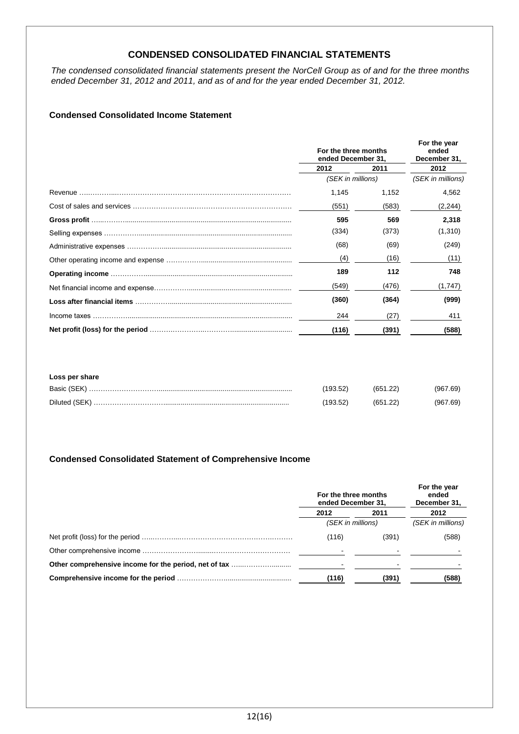## CONDENSED CONSOLIDATED FINANCIAL STATEMENTS

*The condensed consolidated financial statements present the NorCell Group as of and for the three months ended December 31, 2012 and 2011, and as of and for the year ended December 31, 2012.*

### Condensed Consolidated Income Statement

| | For the three months ended December 31, | | For the year ended December 31, |
|---|---|---|---|
| | 2012 | 2011 | 2012 |
| | *(SEK in millions)* | | *(SEK in millions)* |
| Revenue | 1,145 | 1,152 | 4,562 |
| Cost of sales and services | (551) | (583) | (2,244) |
| **Gross profit** | **595** | **569** | **2,318** |
| Selling expenses | (334) | (373) | (1,310) |
| Administrative expenses | (68) | (69) | (249) |
| Other operating income and expense | (4) | (16) | (11) |
| **Operating income** | **189** | **112** | **748** |
| Net financial income and expense | (549) | (476) | (1,747) |
| **Loss after financial items** | **(360)** | **(364)** | **(999)** |
| Income taxes | 244 | (27) | 411 |
| **Net profit (loss) for the period** | **(116)** | **(391)** | **(588)** |
| | | | |
| **Loss per share** | | | |
| Basic (SEK) | (193.52) | (651.22) | (967.69) |
| Diluted (SEK) | (193.52) | (651.22) | (967.69) |

### Condensed Consolidated Statement of Comprehensive Income

| | For the three months ended December 31, | | For the year ended December 31, |
|---|---|---|---|
| | 2012 | 2011 | 2012 |
| | *(SEK in millions)* | | *(SEK in millions)* |
| Net profit (loss) for the period | (116) | (391) | (588) |
| Other comprehensive income | - | - | - |
| **Other comprehensive income for the period, net of tax** | - | - | - |
| **Comprehensive income for the period** | **(116)** | **(391)** | **(588)** |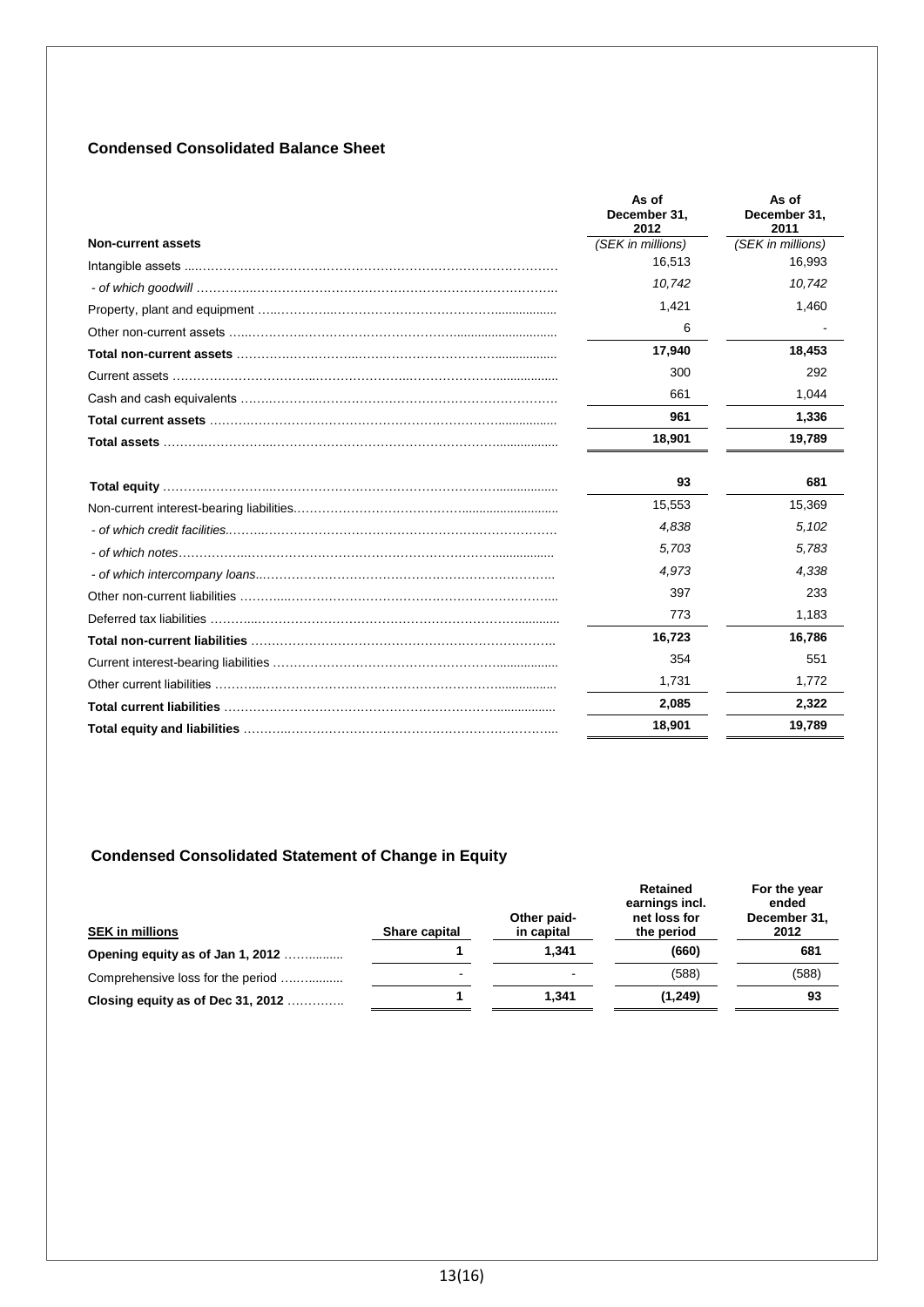## Condensed Consolidated Balance Sheet

| | As of December 31, 2012 | As of December 31, 2011 |
|---|---|---|
| **Non-current assets** | *(SEK in millions)* | *(SEK in millions)* |
| Intangible assets | 16,513 | 16,993 |
| *- of which goodwill* | *10,742* | *10,742* |
| Property, plant and equipment | 1,421 | 1,460 |
| Other non-current assets | 6 | - |
| **Total non-current assets** | **17,940** | **18,453** |
| Current assets | 300 | 292 |
| Cash and cash equivalents | 661 | 1,044 |
| **Total current assets** | **961** | **1,336** |
| **Total assets** | **18,901** | **19,789** |
| | | |
| **Total equity** | **93** | **681** |
| Non-current interest-bearing liabilities | 15,553 | 15,369 |
| *- of which credit facilities* | *4,838* | *5,102* |
| *- of which notes* | *5,703* | *5,783* |
| *- of which intercompany loans* | *4,973* | *4,338* |
| Other non-current liabilities | 397 | 233 |
| Deferred tax liabilities | 773 | 1,183 |
| **Total non-current liabilities** | **16,723** | **16,786** |
| Current interest-bearing liabilities | 354 | 551 |
| Other current liabilities | 1,731 | 1,772 |
| **Total current liabilities** | **2,085** | **2,322** |
| **Total equity and liabilities** | **18,901** | **19,789** |

## Condensed Consolidated Statement of Change in Equity

| SEK in millions | Share capital | Other paid-in capital | Retained earnings incl. net loss for the period | For the year ended December 31, 2012 |
|---|---|---|---|---|
| **Opening equity as of Jan 1, 2012** | **1** | **1,341** | **(660)** | **681** |
| Comprehensive loss for the period | - | - | (588) | (588) |
| **Closing equity as of Dec 31, 2012** | **1** | **1,341** | **(1,249)** | **93** |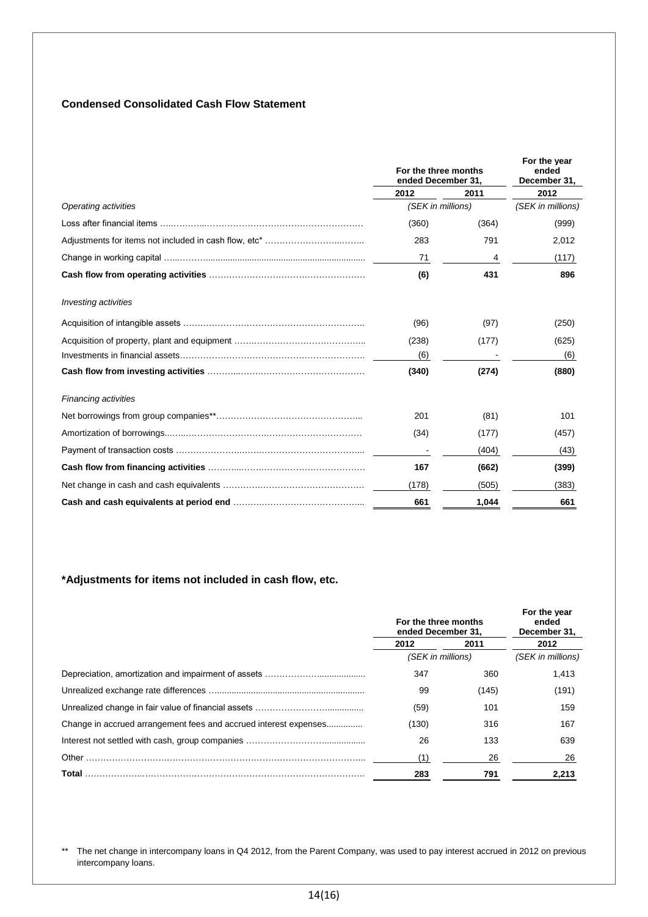### Condensed Consolidated Cash Flow Statement

| | For the three months ended December 31, | | For the year ended December 31, |
|---|---|---|---|
| | 2012 | 2011 | 2012 |
| *Operating activities* | *(SEK in millions)* | | *(SEK in millions)* |
| Loss after financial items | (360) | (364) | (999) |
| Adjustments for items not included in cash flow, etc* | 283 | 791 | 2,012 |
| Change in working capital | 71 | 4 | (117) |
| **Cash flow from operating activities** | **(6)** | **431** | **896** |
| *Investing activities* | | | |
| Acquisition of intangible assets | (96) | (97) | (250) |
| Acquisition of property, plant and equipment | (238) | (177) | (625) |
| Investments in financial assets | (6) | - | (6) |
| **Cash flow from investing activities** | **(340)** | **(274)** | **(880)** |
| *Financing activities* | | | |
| Net borrowings from group companies** | 201 | (81) | 101 |
| Amortization of borrowings | (34) | (177) | (457) |
| Payment of transaction costs | - | (404) | (43) |
| **Cash flow from financing activities** | **167** | **(662)** | **(399)** |
| Net change in cash and cash equivalents | (178) | (505) | (383) |
| **Cash and cash equivalents at period end** | **661** | **1,044** | **661** |

### *Adjustments for items not included in cash flow, etc.

| | For the three months ended December 31, | | For the year ended December 31, |
|---|---|---|---|
| | 2012 | 2011 | 2012 |
| | *(SEK in millions)* | | *(SEK in millions)* |
| Depreciation, amortization and impairment of assets | 347 | 360 | 1,413 |
| Unrealized exchange rate differences | 99 | (145) | (191) |
| Unrealized change in fair value of financial assets | (59) | 101 | 159 |
| Change in accrued arrangement fees and accrued interest expenses | (130) | 316 | 167 |
| Interest not settled with cash, group companies | 26 | 133 | 639 |
| Other | (1) | 26 | 26 |
| **Total** | **283** | **791** | **2,213** |

** The net change in intercompany loans in Q4 2012, from the Parent Company, was used to pay interest accrued in 2012 on previous intercompany loans.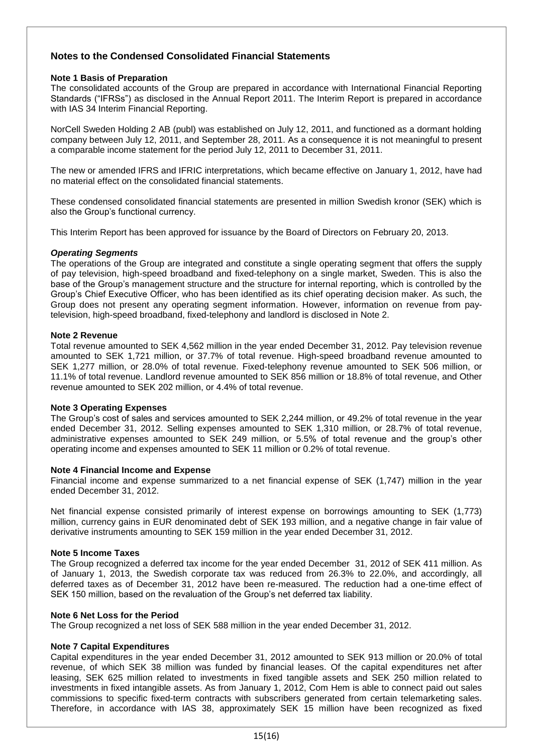## Notes to the Condensed Consolidated Financial Statements

### Note 1 Basis of Preparation

The consolidated accounts of the Group are prepared in accordance with International Financial Reporting Standards ("IFRSs") as disclosed in the Annual Report 2011. The Interim Report is prepared in accordance with IAS 34 Interim Financial Reporting.

NorCell Sweden Holding 2 AB (publ) was established on July 12, 2011, and functioned as a dormant holding company between July 12, 2011, and September 28, 2011. As a consequence it is not meaningful to present a comparable income statement for the period July 12, 2011 to December 31, 2011.

The new or amended IFRS and IFRIC interpretations, which became effective on January 1, 2012, have had no material effect on the consolidated financial statements.

These condensed consolidated financial statements are presented in million Swedish kronor (SEK) which is also the Group's functional currency.

This Interim Report has been approved for issuance by the Board of Directors on February 20, 2013.

#### *Operating Segments*

The operations of the Group are integrated and constitute a single operating segment that offers the supply of pay television, high-speed broadband and fixed-telephony on a single market, Sweden. This is also the base of the Group's management structure and the structure for internal reporting, which is controlled by the Group's Chief Executive Officer, who has been identified as its chief operating decision maker. As such, the Group does not present any operating segment information. However, information on revenue from pay-television, high-speed broadband, fixed-telephony and landlord is disclosed in Note 2.

### Note 2 Revenue

Total revenue amounted to SEK 4,562 million in the year ended December 31, 2012. Pay television revenue amounted to SEK 1,721 million, or 37.7% of total revenue. High-speed broadband revenue amounted to SEK 1,277 million, or 28.0% of total revenue. Fixed-telephony revenue amounted to SEK 506 million, or 11.1% of total revenue. Landlord revenue amounted to SEK 856 million or 18.8% of total revenue, and Other revenue amounted to SEK 202 million, or 4.4% of total revenue.

### Note 3 Operating Expenses

The Group's cost of sales and services amounted to SEK 2,244 million, or 49.2% of total revenue in the year ended December 31, 2012. Selling expenses amounted to SEK 1,310 million, or 28.7% of total revenue, administrative expenses amounted to SEK 249 million, or 5.5% of total revenue and the group's other operating income and expenses amounted to SEK 11 million or 0.2% of total revenue.

### Note 4 Financial Income and Expense

Financial income and expense summarized to a net financial expense of SEK (1,747) million in the year ended December 31, 2012.

Net financial expense consisted primarily of interest expense on borrowings amounting to SEK (1,773) million, currency gains in EUR denominated debt of SEK 193 million, and a negative change in fair value of derivative instruments amounting to SEK 159 million in the year ended December 31, 2012.

### Note 5 Income Taxes

The Group recognized a deferred tax income for the year ended December 31, 2012 of SEK 411 million. As of January 1, 2013, the Swedish corporate tax was reduced from 26.3% to 22.0%, and accordingly, all deferred taxes as of December 31, 2012 have been re-measured. The reduction had a one-time effect of SEK 150 million, based on the revaluation of the Group's net deferred tax liability.

### Note 6 Net Loss for the Period

The Group recognized a net loss of SEK 588 million in the year ended December 31, 2012.

### Note 7 Capital Expenditures

Capital expenditures in the year ended December 31, 2012 amounted to SEK 913 million or 20.0% of total revenue, of which SEK 38 million was funded by financial leases. Of the capital expenditures net after leasing, SEK 625 million related to investments in fixed tangible assets and SEK 250 million related to investments in fixed intangible assets. As from January 1, 2012, Com Hem is able to connect paid out sales commissions to specific fixed-term contracts with subscribers generated from certain telemarketing sales. Therefore, in accordance with IAS 38, approximately SEK 15 million have been recognized as fixed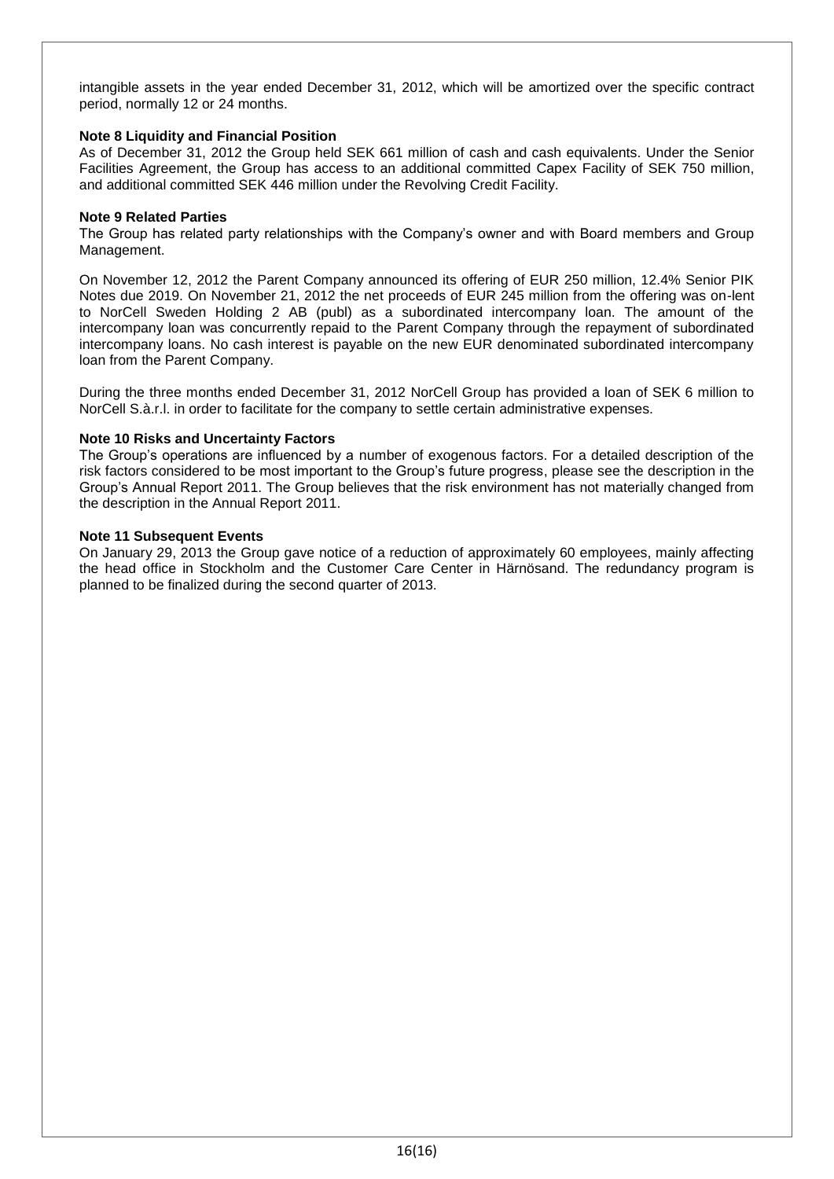intangible assets in the year ended December 31, 2012, which will be amortized over the specific contract period, normally 12 or 24 months.

**Note 8 Liquidity and Financial Position**

As of December 31, 2012 the Group held SEK 661 million of cash and cash equivalents. Under the Senior Facilities Agreement, the Group has access to an additional committed Capex Facility of SEK 750 million, and additional committed SEK 446 million under the Revolving Credit Facility.

**Note 9 Related Parties**

The Group has related party relationships with the Company's owner and with Board members and Group Management.

On November 12, 2012 the Parent Company announced its offering of EUR 250 million, 12.4% Senior PIK Notes due 2019. On November 21, 2012 the net proceeds of EUR 245 million from the offering was on-lent to NorCell Sweden Holding 2 AB (publ) as a subordinated intercompany loan. The amount of the intercompany loan was concurrently repaid to the Parent Company through the repayment of subordinated intercompany loans. No cash interest is payable on the new EUR denominated subordinated intercompany loan from the Parent Company.

During the three months ended December 31, 2012 NorCell Group has provided a loan of SEK 6 million to NorCell S.à.r.l. in order to facilitate for the company to settle certain administrative expenses.

**Note 10 Risks and Uncertainty Factors**

The Group's operations are influenced by a number of exogenous factors. For a detailed description of the risk factors considered to be most important to the Group's future progress, please see the description in the Group's Annual Report 2011. The Group believes that the risk environment has not materially changed from the description in the Annual Report 2011.

**Note 11 Subsequent Events**

On January 29, 2013 the Group gave notice of a reduction of approximately 60 employees, mainly affecting the head office in Stockholm and the Customer Care Center in Härnösand. The redundancy program is planned to be finalized during the second quarter of 2013.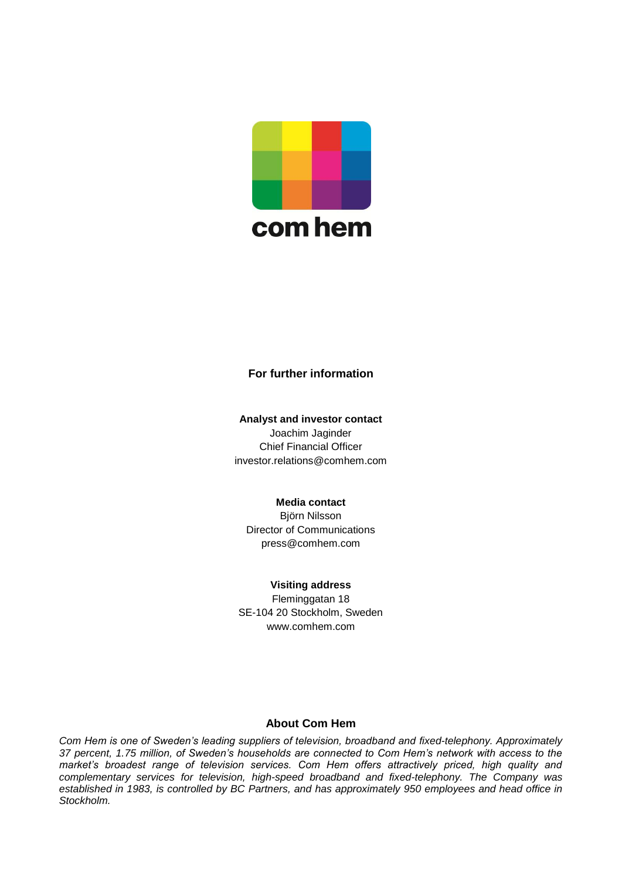com hem

## For further information

**Analyst and investor contact**
Joachim Jaginder
Chief Financial Officer
investor.relations@comhem.com

**Media contact**
Björn Nilsson
Director of Communications
press@comhem.com

**Visiting address**
Fleminggatan 18
SE-104 20 Stockholm, Sweden
www.comhem.com

## About Com Hem

*Com Hem is one of Sweden's leading suppliers of television, broadband and fixed-telephony. Approximately 37 percent, 1.75 million, of Sweden's households are connected to Com Hem's network with access to the market's broadest range of television services. Com Hem offers attractively priced, high quality and complementary services for television, high-speed broadband and fixed-telephony. The Company was established in 1983, is controlled by BC Partners, and has approximately 950 employees and head office in Stockholm.*